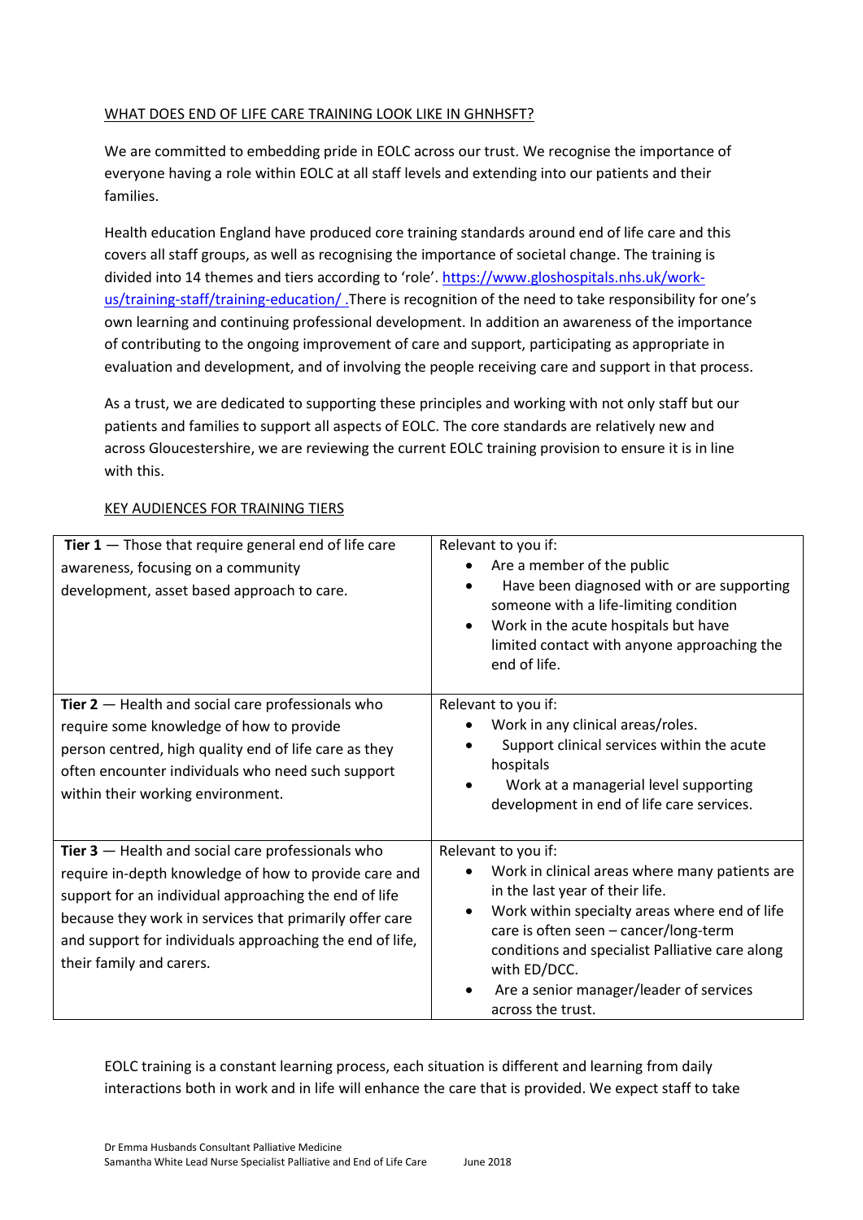## WHAT DOES END OF LIFE CARE TRAINING LOOK LIKE IN GHNHSFT?

We are committed to embedding pride in EOLC across our trust. We recognise the importance of everyone having a role within EOLC at all staff levels and extending into our patients and their families.

Health education England have produced core training standards around end of life care and this covers all staff groups, as well as recognising the importance of societal change. The training is divided into 14 themes and tiers according to 'role'. https://www.gloshospitals.nhs.uk/work-us/training-staff/training-education/ .There is recognition of the need to take responsibility for one's own learning and continuing professional development. In addition an awareness of the importance of contributing to the ongoing improvement of care and support, participating as appropriate in evaluation and development, and of involving the people receiving care and support in that process.

As a trust, we are dedicated to supporting these principles and working with not only staff but our patients and families to support all aspects of EOLC. The core standards are relatively new and across Gloucestershire, we are reviewing the current EOLC training provision to ensure it is in line with this.

### KEY AUDIENCES FOR TRAINING TIERS

| | |
|---|---|
| **Tier 1** — Those that require general end of life care awareness, focusing on a community development, asset based approach to care. | Relevant to you if:<br>• Are a member of the public<br>• Have been diagnosed with or are supporting someone with a life-limiting condition<br>• Work in the acute hospitals but have limited contact with anyone approaching the end of life. |
| **Tier 2** — Health and social care professionals who require some knowledge of how to provide person centred, high quality end of life care as they often encounter individuals who need such support within their working environment. | Relevant to you if:<br>• Work in any clinical areas/roles.<br>• Support clinical services within the acute hospitals<br>• Work at a managerial level supporting development in end of life care services. |
| **Tier 3** — Health and social care professionals who require in-depth knowledge of how to provide care and support for an individual approaching the end of life because they work in services that primarily offer care and support for individuals approaching the end of life, their family and carers. | Relevant to you if:<br>• Work in clinical areas where many patients are in the last year of their life.<br>• Work within specialty areas where end of life care is often seen – cancer/long-term conditions and specialist Palliative care along with ED/DCC.<br>• Are a senior manager/leader of services across the trust. |

EOLC training is a constant learning process, each situation is different and learning from daily interactions both in work and in life will enhance the care that is provided. We expect staff to take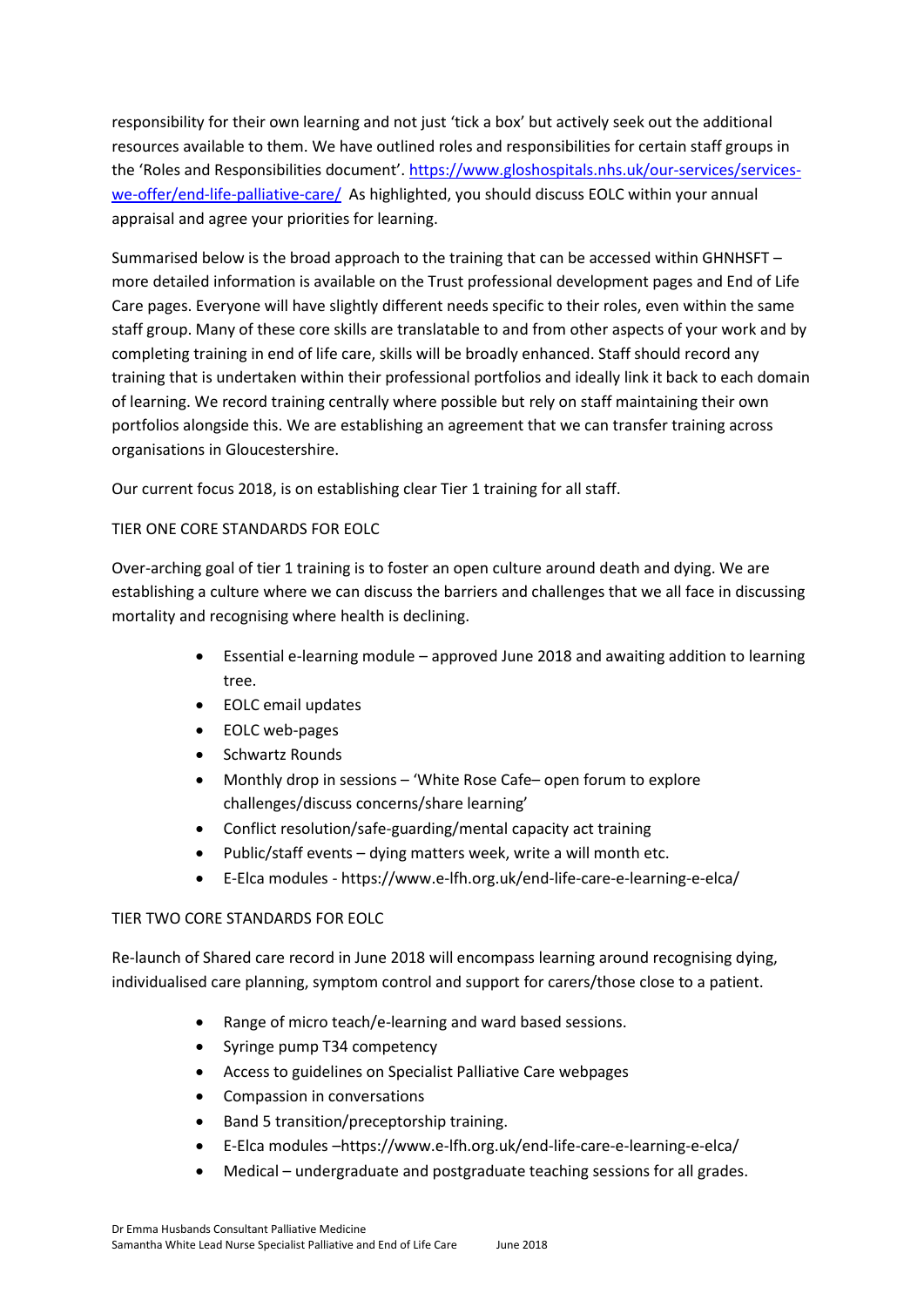responsibility for their own learning and not just 'tick a box' but actively seek out the additional resources available to them. We have outlined roles and responsibilities for certain staff groups in the 'Roles and Responsibilities document'. https://www.gloshospitals.nhs.uk/our-services/services-we-offer/end-life-palliative-care/ As highlighted, you should discuss EOLC within your annual appraisal and agree your priorities for learning.

Summarised below is the broad approach to the training that can be accessed within GHNHSFT – more detailed information is available on the Trust professional development pages and End of Life Care pages. Everyone will have slightly different needs specific to their roles, even within the same staff group. Many of these core skills are translatable to and from other aspects of your work and by completing training in end of life care, skills will be broadly enhanced. Staff should record any training that is undertaken within their professional portfolios and ideally link it back to each domain of learning. We record training centrally where possible but rely on staff maintaining their own portfolios alongside this. We are establishing an agreement that we can transfer training across organisations in Gloucestershire.

Our current focus 2018, is on establishing clear Tier 1 training for all staff.

## TIER ONE CORE STANDARDS FOR EOLC

Over-arching goal of tier 1 training is to foster an open culture around death and dying. We are establishing a culture where we can discuss the barriers and challenges that we all face in discussing mortality and recognising where health is declining.

- Essential e-learning module – approved June 2018 and awaiting addition to learning tree.
- EOLC email updates
- EOLC web-pages
- Schwartz Rounds
- Monthly drop in sessions – 'White Rose Cafe– open forum to explore challenges/discuss concerns/share learning'
- Conflict resolution/safe-guarding/mental capacity act training
- Public/staff events – dying matters week, write a will month etc.
- E-Elca modules - https://www.e-lfh.org.uk/end-life-care-e-learning-e-elca/

## TIER TWO CORE STANDARDS FOR EOLC

Re-launch of Shared care record in June 2018 will encompass learning around recognising dying, individualised care planning, symptom control and support for carers/those close to a patient.

- Range of micro teach/e-learning and ward based sessions.
- Syringe pump T34 competency
- Access to guidelines on Specialist Palliative Care webpages
- Compassion in conversations
- Band 5 transition/preceptorship training.
- E-Elca modules –https://www.e-lfh.org.uk/end-life-care-e-learning-e-elca/
- Medical – undergraduate and postgraduate teaching sessions for all grades.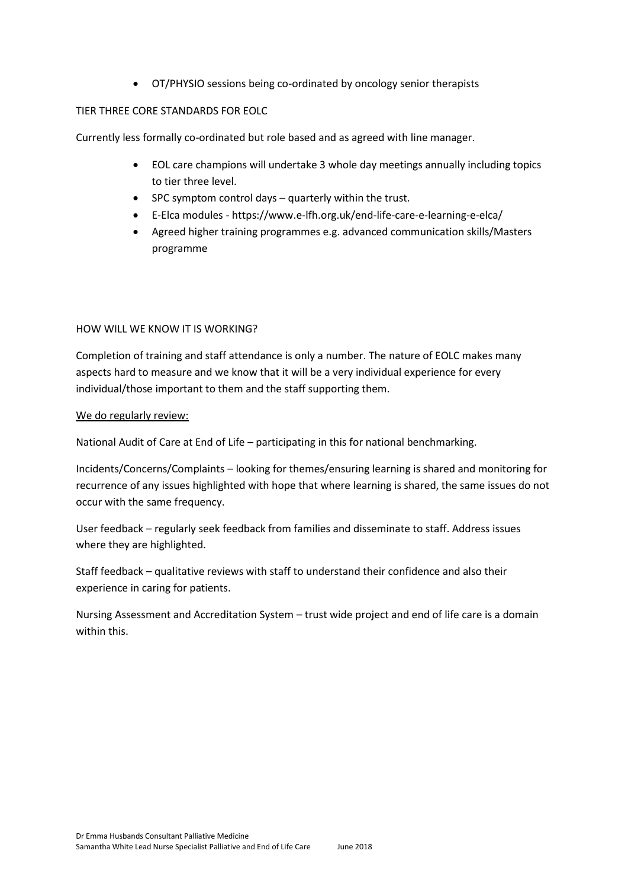- OT/PHYSIO sessions being co-ordinated by oncology senior therapists

TIER THREE CORE STANDARDS FOR EOLC

Currently less formally co-ordinated but role based and as agreed with line manager.

- EOL care champions will undertake 3 whole day meetings annually including topics to tier three level.
- SPC symptom control days – quarterly within the trust.
- E-Elca modules - https://www.e-lfh.org.uk/end-life-care-e-learning-e-elca/
- Agreed higher training programmes e.g. advanced communication skills/Masters programme

HOW WILL WE KNOW IT IS WORKING?

Completion of training and staff attendance is only a number. The nature of EOLC makes many aspects hard to measure and we know that it will be a very individual experience for every individual/those important to them and the staff supporting them.

<u>We do regularly review:</u>

National Audit of Care at End of Life – participating in this for national benchmarking.

Incidents/Concerns/Complaints – looking for themes/ensuring learning is shared and monitoring for recurrence of any issues highlighted with hope that where learning is shared, the same issues do not occur with the same frequency.

User feedback – regularly seek feedback from families and disseminate to staff. Address issues where they are highlighted.

Staff feedback – qualitative reviews with staff to understand their confidence and also their experience in caring for patients.

Nursing Assessment and Accreditation System – trust wide project and end of life care is a domain within this.

Dr Emma Husbands Consultant Palliative Medicine
Samantha White Lead Nurse Specialist Palliative and End of Life Care June 2018